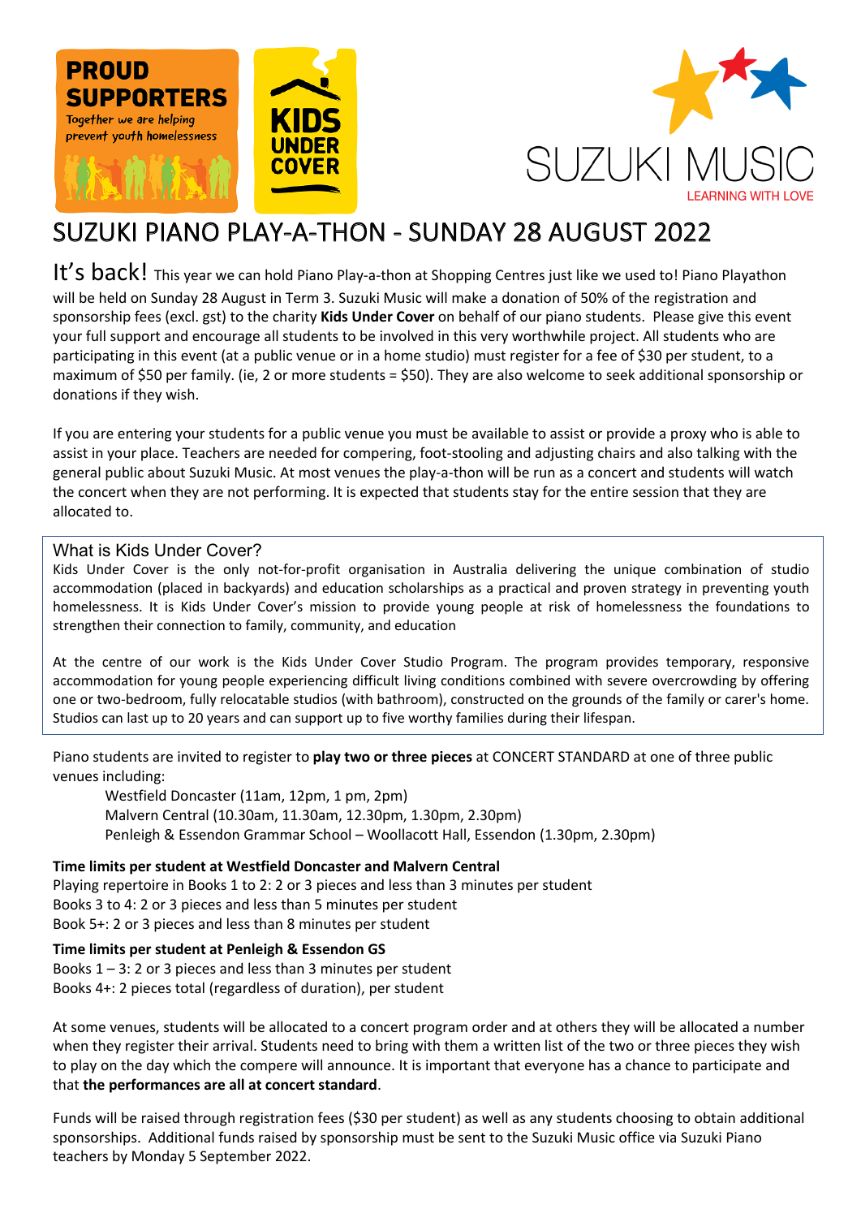PROUD SUPPORTERS

Together we are helping prevent youth homelessness

KIDS UNDER COVER

SUZUKI MUSIC

LEARNING WITH LOVE

# SUZUKI PIANO PLAY-A-THON - SUNDAY 28 AUGUST 2022

It's back! This year we can hold Piano Play-a-thon at Shopping Centres just like we used to! Piano Playathon will be held on Sunday 28 August in Term 3. Suzuki Music will make a donation of 50% of the registration and sponsorship fees (excl. gst) to the charity **Kids Under Cover** on behalf of our piano students. Please give this event your full support and encourage all students to be involved in this very worthwhile project. All students who are participating in this event (at a public venue or in a home studio) must register for a fee of $30 per student, to a maximum of $50 per family. (ie, 2 or more students = $50). They are also welcome to seek additional sponsorship or donations if they wish.

If you are entering your students for a public venue you must be available to assist or provide a proxy who is able to assist in your place. Teachers are needed for compering, foot-stooling and adjusting chairs and also talking with the general public about Suzuki Music. At most venues the play-a-thon will be run as a concert and students will watch the concert when they are not performing. It is expected that students stay for the entire session that they are allocated to.

## What is Kids Under Cover?

Kids Under Cover is the only not-for-profit organisation in Australia delivering the unique combination of studio accommodation (placed in backyards) and education scholarships as a practical and proven strategy in preventing youth homelessness. It is Kids Under Cover's mission to provide young people at risk of homelessness the foundations to strengthen their connection to family, community, and education

At the centre of our work is the Kids Under Cover Studio Program. The program provides temporary, responsive accommodation for young people experiencing difficult living conditions combined with severe overcrowding by offering one or two-bedroom, fully relocatable studios (with bathroom), constructed on the grounds of the family or carer's home. Studios can last up to 20 years and can support up to five worthy families during their lifespan.

Piano students are invited to register to **play two or three pieces** at CONCERT STANDARD at one of three public venues including:

- Westfield Doncaster (11am, 12pm, 1 pm, 2pm)
- Malvern Central (10.30am, 11.30am, 12.30pm, 1.30pm, 2.30pm)
- Penleigh & Essendon Grammar School – Woollacott Hall, Essendon (1.30pm, 2.30pm)

**Time limits per student at Westfield Doncaster and Malvern Central**

Playing repertoire in Books 1 to 2: 2 or 3 pieces and less than 3 minutes per student
Books 3 to 4: 2 or 3 pieces and less than 5 minutes per student
Book 5+: 2 or 3 pieces and less than 8 minutes per student

**Time limits per student at Penleigh & Essendon GS**

Books 1 – 3: 2 or 3 pieces and less than 3 minutes per student
Books 4+: 2 pieces total (regardless of duration), per student

At some venues, students will be allocated to a concert program order and at others they will be allocated a number when they register their arrival. Students need to bring with them a written list of the two or three pieces they wish to play on the day which the compere will announce. It is important that everyone has a chance to participate and that **the performances are all at concert standard**.

Funds will be raised through registration fees ($30 per student) as well as any students choosing to obtain additional sponsorships. Additional funds raised by sponsorship must be sent to the Suzuki Music office via Suzuki Piano teachers by Monday 5 September 2022.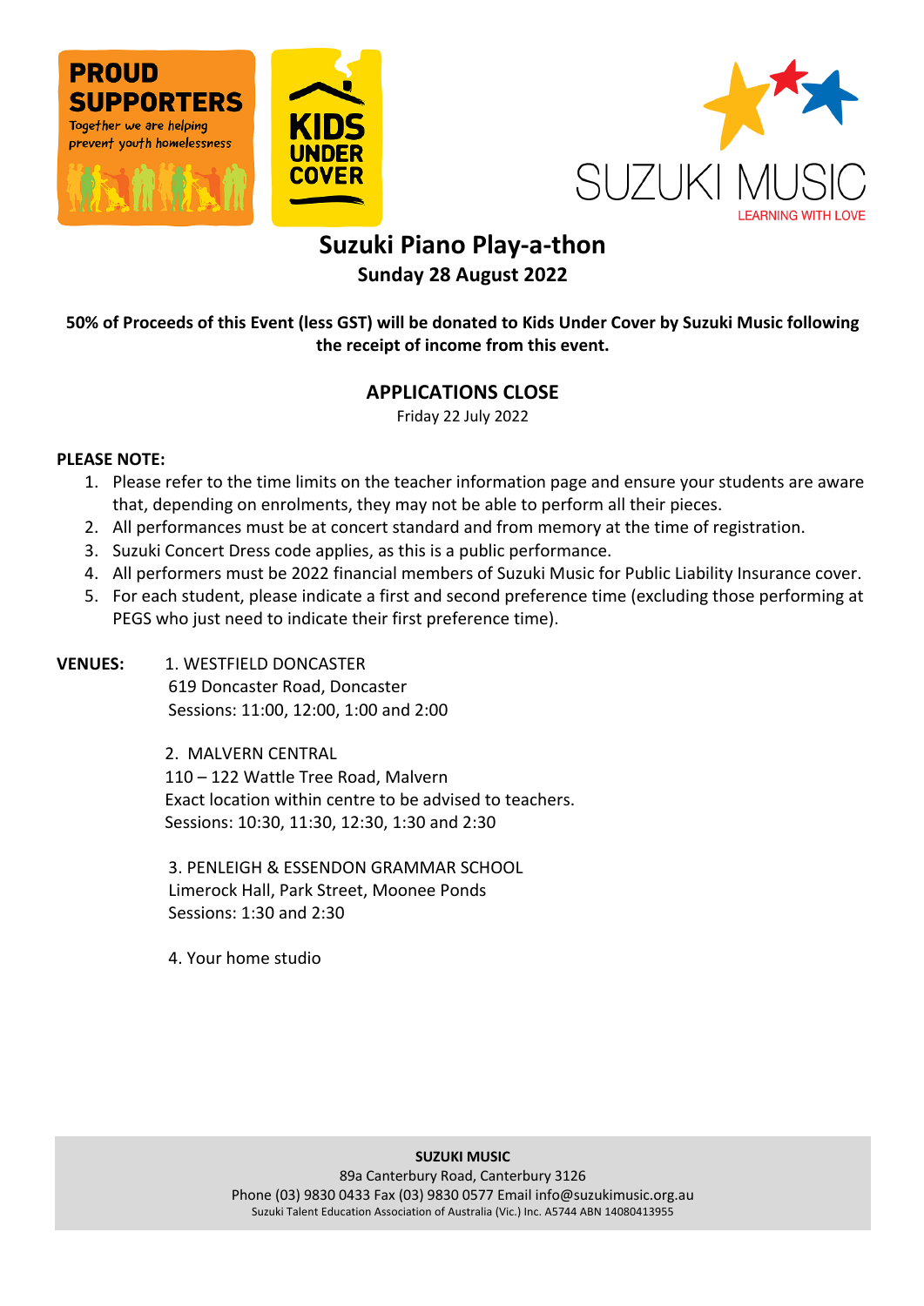PROUD SUPPORTERS

Together we are helping prevent youth homelessness

KIDS UNDER COVER

SUZUKI MUSIC

LEARNING WITH LOVE

# Suzuki Piano Play-a-thon

## Sunday 28 August 2022

**50% of Proceeds of this Event (less GST) will be donated to Kids Under Cover by Suzuki Music following the receipt of income from this event.**

## APPLICATIONS CLOSE

Friday 22 July 2022

**PLEASE NOTE:**

1. Please refer to the time limits on the teacher information page and ensure your students are aware that, depending on enrolments, they may not be able to perform all their pieces.
2. All performances must be at concert standard and from memory at the time of registration.
3. Suzuki Concert Dress code applies, as this is a public performance.
4. All performers must be 2022 financial members of Suzuki Music for Public Liability Insurance cover.
5. For each student, please indicate a first and second preference time (excluding those performing at PEGS who just need to indicate their first preference time).

**VENUES:**

1. WESTFIELD DONCASTER
   619 Doncaster Road, Doncaster
   Sessions: 11:00, 12:00, 1:00 and 2:00

2. MALVERN CENTRAL
   110 – 122 Wattle Tree Road, Malvern
   Exact location within centre to be advised to teachers.
   Sessions: 10:30, 11:30, 12:30, 1:30 and 2:30

3. PENLEIGH & ESSENDON GRAMMAR SCHOOL
   Limerock Hall, Park Street, Moonee Ponds
   Sessions: 1:30 and 2:30

4. Your home studio

**SUZUKI MUSIC**

89a Canterbury Road, Canterbury 3126

Phone (03) 9830 0433 Fax (03) 9830 0577 Email info@suzukimusic.org.au

Suzuki Talent Education Association of Australia (Vic.) Inc. A5744 ABN 14080413955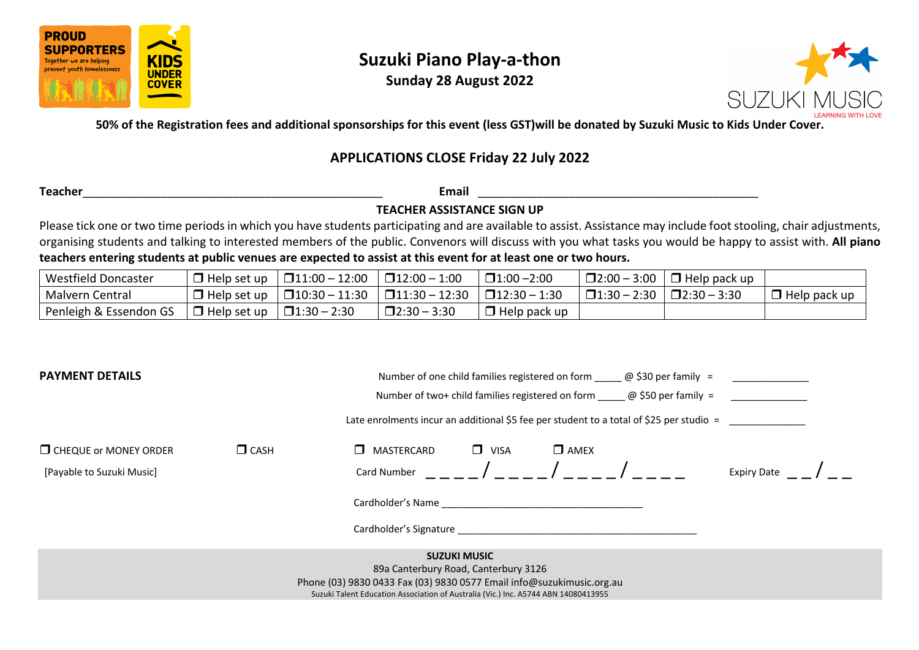PROUD SUPPORTERS
Together we are helping prevent youth homelessness

KIDS UNDER COVER

# Suzuki Piano Play-a-thon

**Sunday 28 August 2022**

SUZUKI MUSIC
LEARNING WITH LOVE

**50% of the Registration fees and additional sponsorships for this event (less GST)will be donated by Suzuki Music to Kids Under Cover.**

## APPLICATIONS CLOSE Friday 22 July 2022

**Teacher**_______________________________________________ **Email** ____________________________________________

### TEACHER ASSISTANCE SIGN UP

Please tick one or two time periods in which you have students participating and are available to assist. Assistance may include foot stooling, chair adjustments, organising students and talking to interested members of the public. Convenors will discuss with you what tasks you would be happy to assist with. **All piano teachers entering students at public venues are expected to assist at this event for at least one or two hours.**

| | | | | | | | |
|---|---|---|---|---|---|---|---|
| Westfield Doncaster | ❐ Help set up | ❐11:00 – 12:00 | ❐12:00 – 1:00 | ❐1:00 –2:00 | ❐2:00 – 3:00 | ❐ Help pack up | |
| Malvern Central | ❐ Help set up | ❐10:30 – 11:30 | ❐11:30 – 12:30 | ❐12:30 – 1:30 | ❐1:30 – 2:30 | ❐2:30 – 3:30 | ❐ Help pack up |
| Penleigh & Essendon GS | ❐ Help set up | ❐1:30 – 2:30 | ❐2:30 – 3:30 | ❐ Help pack up | | | |

**PAYMENT DETAILS**

Number of one child families registered on form _____ @ $30 per family = ______________

Number of two+ child families registered on form _____ @ $50 per family = ______________

Late enrolments incur an additional $5 fee per student to a total of $25 per studio = ______________

❐ CHEQUE or MONEY ORDER [Payable to Suzuki Music] ❐ CASH ❐ MASTERCARD ❐ VISA ❐ AMEX

Card Number _ _ _ _ / _ _ _ _ / _ _ _ _ / _ _ _ _ Expiry Date _ _ / _ _

Cardholder's Name ____________________________________

Cardholder's Signature ____________________________________________

**SUZUKI MUSIC**
89a Canterbury Road, Canterbury 3126
Phone (03) 9830 0433 Fax (03) 9830 0577 Email info@suzukimusic.org.au
Suzuki Talent Education Association of Australia (Vic.) Inc. A5744 ABN 14080413955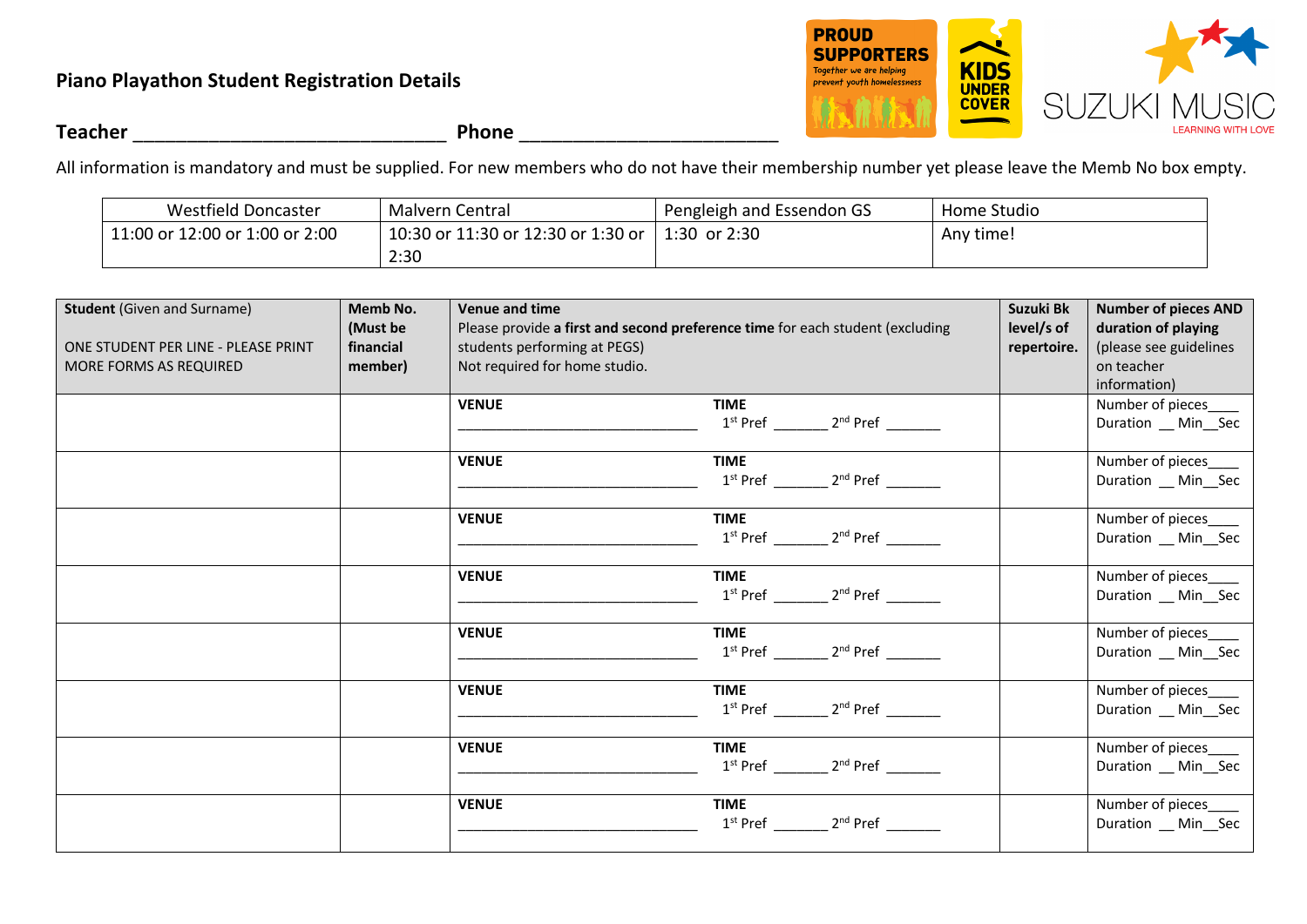**Piano Playathon Student Registration Details**

**Teacher** ______________________________ **Phone** ________________________

All information is mandatory and must be supplied. For new members who do not have their membership number yet please leave the Memb No box empty.

| Westfield Doncaster | Malvern Central | Pengleigh and Essendon GS | Home Studio |
|---|---|---|---|
| 11:00 or 12:00 or 1:00 or 2:00 | 10:30 or 11:30 or 12:30 or 1:30 or 2:30 | 1:30 or 2:30 | Any time! |

| **Student** (Given and Surname)<br><br>ONE STUDENT PER LINE - PLEASE PRINT MORE FORMS AS REQUIRED | **Memb No. (Must be financial member)** | **Venue and time**<br>Please provide **a first and second preference time** for each student (excluding students performing at PEGS)<br>Not required for home studio. | **Suzuki Bk level/s of repertoire.** | **Number of pieces AND duration of playing** (please see guidelines on teacher information) |
|---|---|---|---|---|
| | | **VENUE** _______________________________ **TIME** 1st Pref _______ 2nd Pref _______ | | Number of pieces____<br>Duration __ Min__Sec |
| | | **VENUE** _______________________________ **TIME** 1st Pref _______ 2nd Pref _______ | | Number of pieces____<br>Duration __ Min__Sec |
| | | **VENUE** _______________________________ **TIME** 1st Pref _______ 2nd Pref _______ | | Number of pieces____<br>Duration __ Min__Sec |
| | | **VENUE** _______________________________ **TIME** 1st Pref _______ 2nd Pref _______ | | Number of pieces____<br>Duration __ Min__Sec |
| | | **VENUE** _______________________________ **TIME** 1st Pref _______ 2nd Pref _______ | | Number of pieces____<br>Duration __ Min__Sec |
| | | **VENUE** _______________________________ **TIME** 1st Pref _______ 2nd Pref _______ | | Number of pieces____<br>Duration __ Min__Sec |
| | | **VENUE** _______________________________ **TIME** 1st Pref _______ 2nd Pref _______ | | Number of pieces____<br>Duration __ Min__Sec |
| | | **VENUE** _______________________________ **TIME** 1st Pref _______ 2nd Pref _______ | | Number of pieces____<br>Duration __ Min__Sec |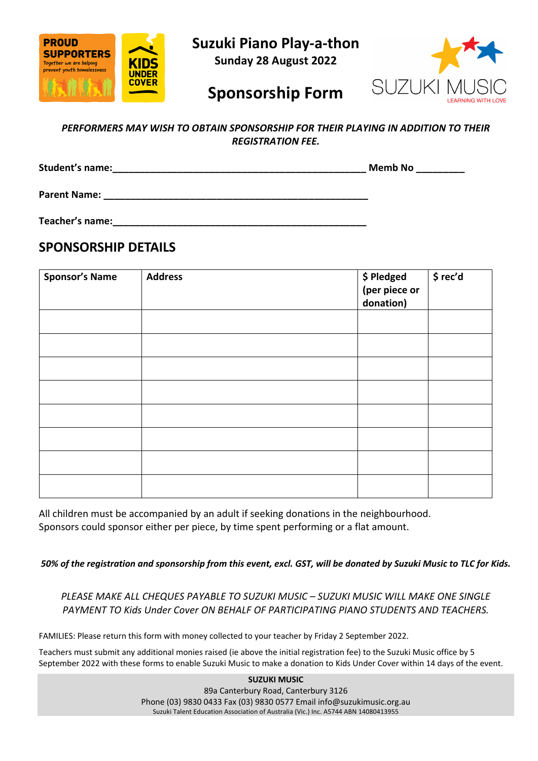PROUD SUPPORTERS
Together we are helping prevent youth homelessness

KIDS UNDER COVER

# Suzuki Piano Play-a-thon

**Sunday 28 August 2022**

# Sponsorship Form

SUZUKI MUSIC
LEARNING WITH LOVE

***PERFORMERS MAY WISH TO OBTAIN SPONSORSHIP FOR THEIR PLAYING IN ADDITION TO THEIR REGISTRATION FEE.***

**Student's name:**_______________________________________________ **Memb No** ________

**Parent Name:** _________________________________________________

**Teacher's name:**_______________________________________________

## SPONSORSHIP DETAILS

| Sponsor's Name | Address | $ Pledged (per piece or donation) | $ rec'd |
|---|---|---|---|
| | | | |
| | | | |
| | | | |
| | | | |
| | | | |
| | | | |
| | | | |
| | | | |

All children must be accompanied by an adult if seeking donations in the neighbourhood.
Sponsors could sponsor either per piece, by time spent performing or a flat amount.

***50% of the registration and sponsorship from this event, excl. GST, will be donated by Suzuki Music to TLC for Kids.***

*PLEASE MAKE ALL CHEQUES PAYABLE TO SUZUKI MUSIC – SUZUKI MUSIC WILL MAKE ONE SINGLE PAYMENT TO Kids Under Cover ON BEHALF OF PARTICIPATING PIANO STUDENTS AND TEACHERS.*

FAMILIES: Please return this form with money collected to your teacher by Friday 2 September 2022.

Teachers must submit any additional monies raised (ie above the initial registration fee) to the Suzuki Music office by 5 September 2022 with these forms to enable Suzuki Music to make a donation to Kids Under Cover within 14 days of the event.

**SUZUKI MUSIC**
89a Canterbury Road, Canterbury 3126
Phone (03) 9830 0433 Fax (03) 9830 0577 Email info@suzukimusic.org.au
Suzuki Talent Education Association of Australia (Vic.) Inc. A5744 ABN 14080413955